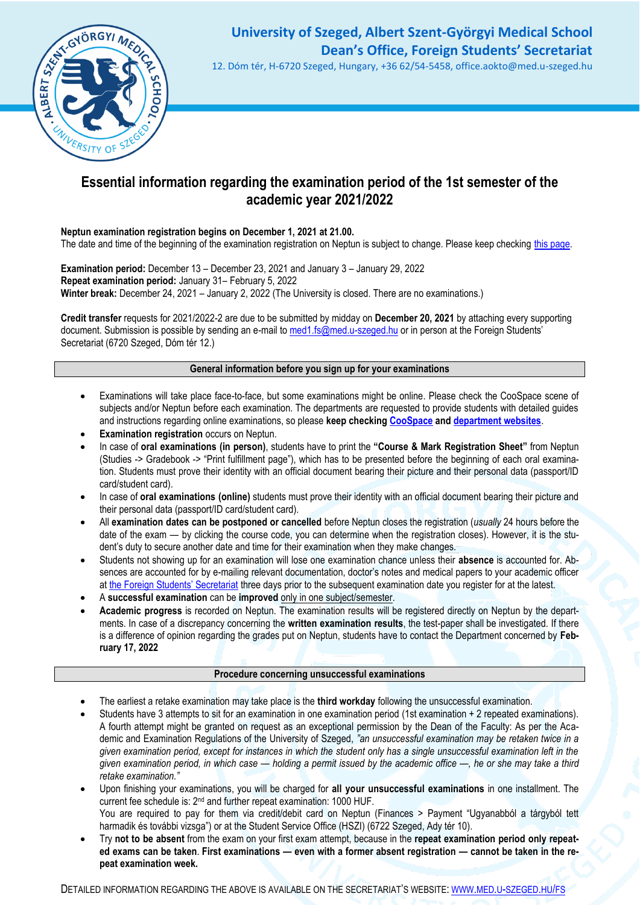# University of Szeged, Albert Szent-Györgyi Medical School
## Dean's Office, Foreign Students' Secretariat

12. Dóm tér, H-6720 Szeged, Hungary, +36 62/54-5458, office.aokto@med.u-szeged.hu

# Essential information regarding the examination period of the 1st semester of the academic year 2021/2022

**Neptun examination registration begins on December 1, 2021 at 21.00.**
The date and time of the beginning of the examination registration on Neptun is subject to change. Please keep checking [this page](#).

**Examination period:** December 13 – December 23, 2021 and January 3 – January 29, 2022
**Repeat examination period:** January 31– February 5, 2022
**Winter break:** December 24, 2021 – January 2, 2022 (The University is closed. There are no examinations.)

**Credit transfer** requests for 2021/2022-2 are due to be submitted by midday on **December 20, 2021** by attaching every supporting document. Submission is possible by sending an e-mail to [med1.fs@med.u-szeged.hu](mailto:med1.fs@med.u-szeged.hu) or in person at the Foreign Students' Secretariat (6720 Szeged, Dóm tér 12.)

## General information before you sign up for your examinations

- Examinations will take place face-to-face, but some examinations might be online. Please check the CooSpace scene of subjects and/or Neptun before each examination. The departments are requested to provide students with detailed guides and instructions regarding online examinations, so please **keep checking [CooSpace](#) and [department websites](#)**.
- **Examination registration** occurs on Neptun.
- In case of **oral examinations (in person)**, students have to print the **"Course & Mark Registration Sheet"** from Neptun (Studies -> Gradebook -> "Print fulfillment page"), which has to be presented before the beginning of each oral examination. Students must prove their identity with an official document bearing their picture and their personal data (passport/ID card/student card).
- In case of **oral examinations (online)** students must prove their identity with an official document bearing their picture and their personal data (passport/ID card/student card).
- All **examination dates can be postponed or cancelled** before Neptun closes the registration (*usually* 24 hours before the date of the exam — by clicking the course code, you can determine when the registration closes). However, it is the student's duty to secure another date and time for their examination when they make changes.
- Students not showing up for an examination will lose one examination chance unless their **absence** is accounted for. Absences are accounted for by e-mailing relevant documentation, doctor's notes and medical papers to your academic officer at [the Foreign Students' Secretariat](#) three days prior to the subsequent examination date you register for at the latest.
- A **successful examination** can be **improved** only in one subject/semester.
- **Academic progress** is recorded on Neptun. The examination results will be registered directly on Neptun by the departments. In case of a discrepancy concerning the **written examination results**, the test-paper shall be investigated. If there is a difference of opinion regarding the grades put on Neptun, students have to contact the Department concerned by **February 17, 2022**

## Procedure concerning unsuccessful examinations

- The earliest a retake examination may take place is the **third workday** following the unsuccessful examination.
- Students have 3 attempts to sit for an examination in one examination period (1st examination + 2 repeated examinations). A fourth attempt might be granted on request as an exceptional permission by the Dean of the Faculty: As per the Academic and Examination Regulations of the University of Szeged, *"an unsuccessful examination may be retaken twice in a given examination period, except for instances in which the student only has a single unsuccessful examination left in the given examination period, in which case — holding a permit issued by the academic office —, he or she may take a third retake examination."*
- Upon finishing your examinations, you will be charged for **all your unsuccessful examinations** in one installment. The current fee schedule is: 2nd and further repeat examination: 1000 HUF.
  You are required to pay for them via credit/debit card on Neptun (Finances > Payment "Ugyanabból a tárgyból tett harmadik és további vizsga") or at the Student Service Office (HSZI) (6722 Szeged, Ady tér 10).
- Try **not to be absent** from the exam on your first exam attempt, because in the **repeat examination period only repeated exams can be taken**. **First examinations — even with a former absent registration — cannot be taken in the repeat examination week.**

DETAILED INFORMATION REGARDING THE ABOVE IS AVAILABLE ON THE SECRETARIAT'S WEBSITE: [WWW.MED.U-SZEGED.HU/FS](http://www.med.u-szeged.hu/fs)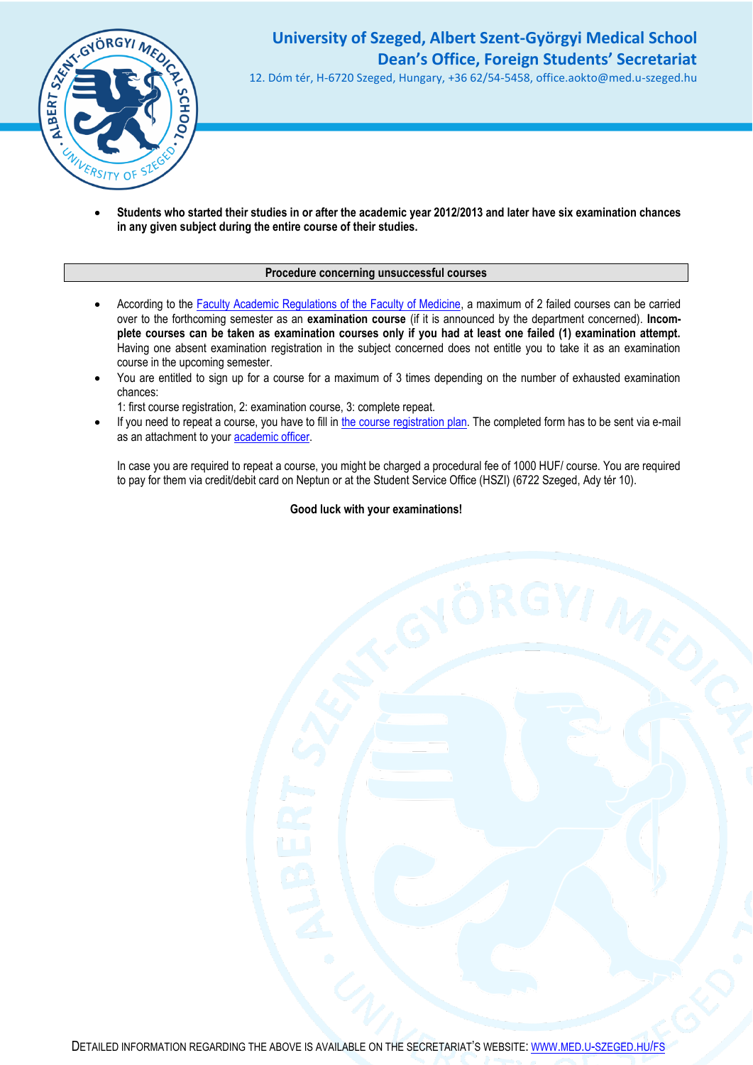- **Students who started their studies in or after the academic year 2012/2013 and later have six examination chances in any given subject during the entire course of their studies.**

### Procedure concerning unsuccessful courses

- According to the Faculty Academic Regulations of the Faculty of Medicine, a maximum of 2 failed courses can be carried over to the forthcoming semester as an **examination course** (if it is announced by the department concerned). **Incomplete courses can be taken as examination courses only if you had at least one failed (1) examination attempt.** Having one absent examination registration in the subject concerned does not entitle you to take it as an examination course in the upcoming semester.
- You are entitled to sign up for a course for a maximum of 3 times depending on the number of exhausted examination chances:
  1: first course registration, 2: examination course, 3: complete repeat.
- If you need to repeat a course, you have to fill in the course registration plan. The completed form has to be sent via e-mail as an attachment to your academic officer.

  In case you are required to repeat a course, you might be charged a procedural fee of 1000 HUF/ course. You are required to pay for them via credit/debit card on Neptun or at the Student Service Office (HSZI) (6722 Szeged, Ady tér 10).

**Good luck with your examinations!**